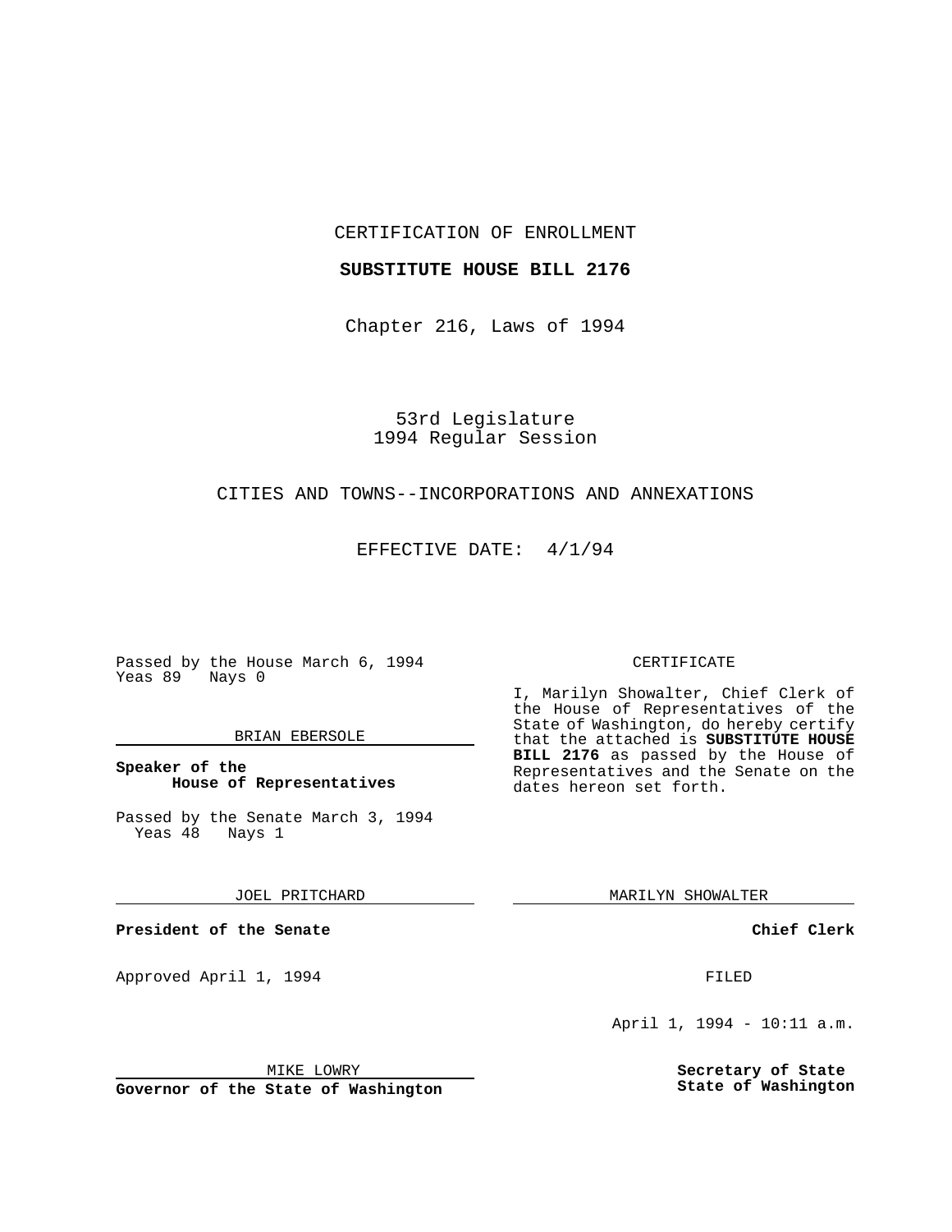CERTIFICATION OF ENROLLMENT

**SUBSTITUTE HOUSE BILL 2176**

Chapter 216, Laws of 1994

53rd Legislature
1994 Regular Session

CITIES AND TOWNS--INCORPORATIONS AND ANNEXATIONS

EFFECTIVE DATE: 4/1/94

Passed by the House March 6, 1994
Yeas 89 Nays 0

BRIAN EBERSOLE

**Speaker of the House of Representatives**

Passed by the Senate March 3, 1994
Yeas 48 Nays 1

JOEL PRITCHARD

**President of the Senate**

Approved April 1, 1994

MIKE LOWRY

**Governor of the State of Washington**

CERTIFICATE

I, Marilyn Showalter, Chief Clerk of the House of Representatives of the State of Washington, do hereby certify that the attached is **SUBSTITUTE HOUSE BILL 2176** as passed by the House of Representatives and the Senate on the dates hereon set forth.

MARILYN SHOWALTER

**Chief Clerk**

FILED

April 1, 1994 - 10:11 a.m.

**Secretary of State**
**State of Washington**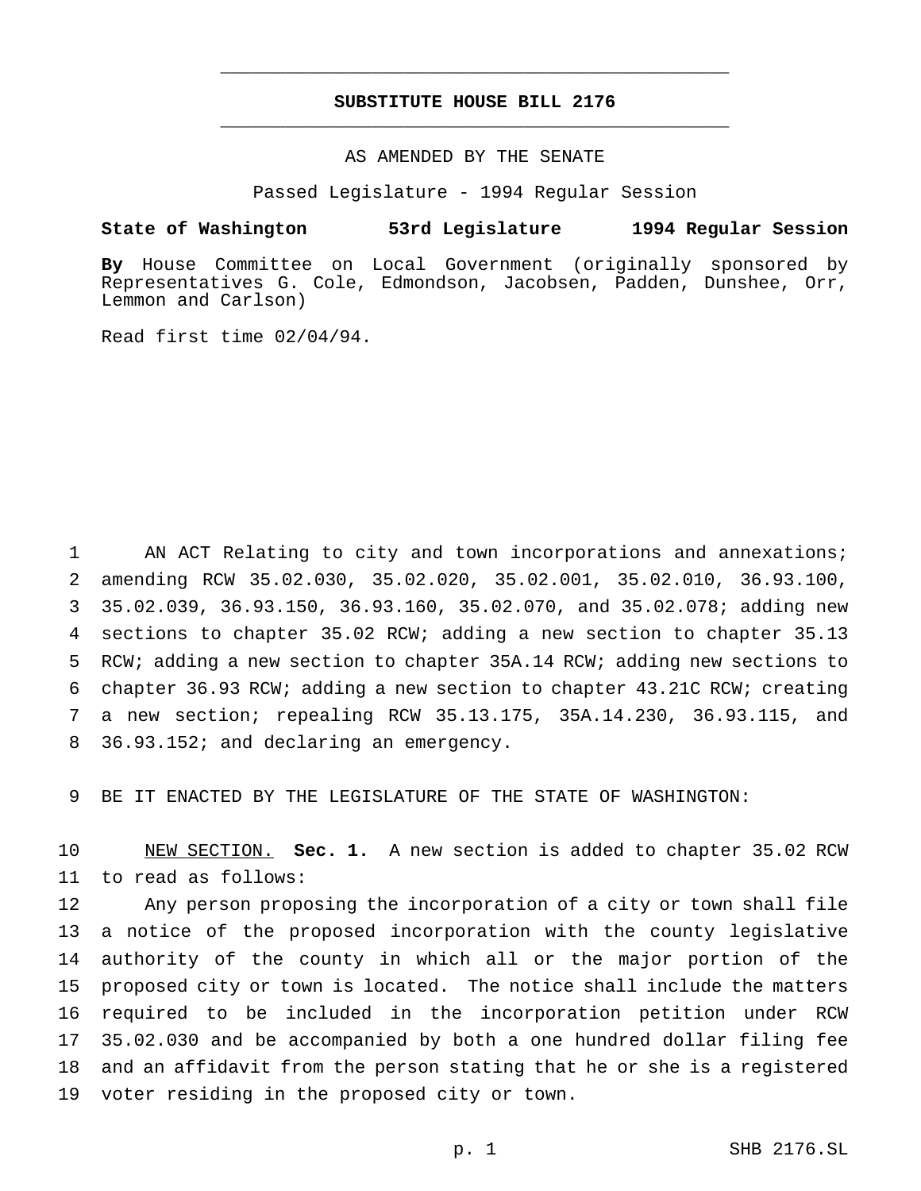## SUBSTITUTE HOUSE BILL 2176

AS AMENDED BY THE SENATE

Passed Legislature - 1994 Regular Session

**State of Washington 53rd Legislature 1994 Regular Session**

**By** House Committee on Local Government (originally sponsored by Representatives G. Cole, Edmondson, Jacobsen, Padden, Dunshee, Orr, Lemmon and Carlson)

Read first time 02/04/94.

AN ACT Relating to city and town incorporations and annexations; amending RCW 35.02.030, 35.02.020, 35.02.001, 35.02.010, 36.93.100, 35.02.039, 36.93.150, 36.93.160, 35.02.070, and 35.02.078; adding new sections to chapter 35.02 RCW; adding a new section to chapter 35.13 RCW; adding a new section to chapter 35A.14 RCW; adding new sections to chapter 36.93 RCW; adding a new section to chapter 43.21C RCW; creating a new section; repealing RCW 35.13.175, 35A.14.230, 36.93.115, and 36.93.152; and declaring an emergency.

BE IT ENACTED BY THE LEGISLATURE OF THE STATE OF WASHINGTON:

NEW SECTION. **Sec. 1.** A new section is added to chapter 35.02 RCW to read as follows:

Any person proposing the incorporation of a city or town shall file a notice of the proposed incorporation with the county legislative authority of the county in which all or the major portion of the proposed city or town is located. The notice shall include the matters required to be included in the incorporation petition under RCW 35.02.030 and be accompanied by both a one hundred dollar filing fee and an affidavit from the person stating that he or she is a registered voter residing in the proposed city or town.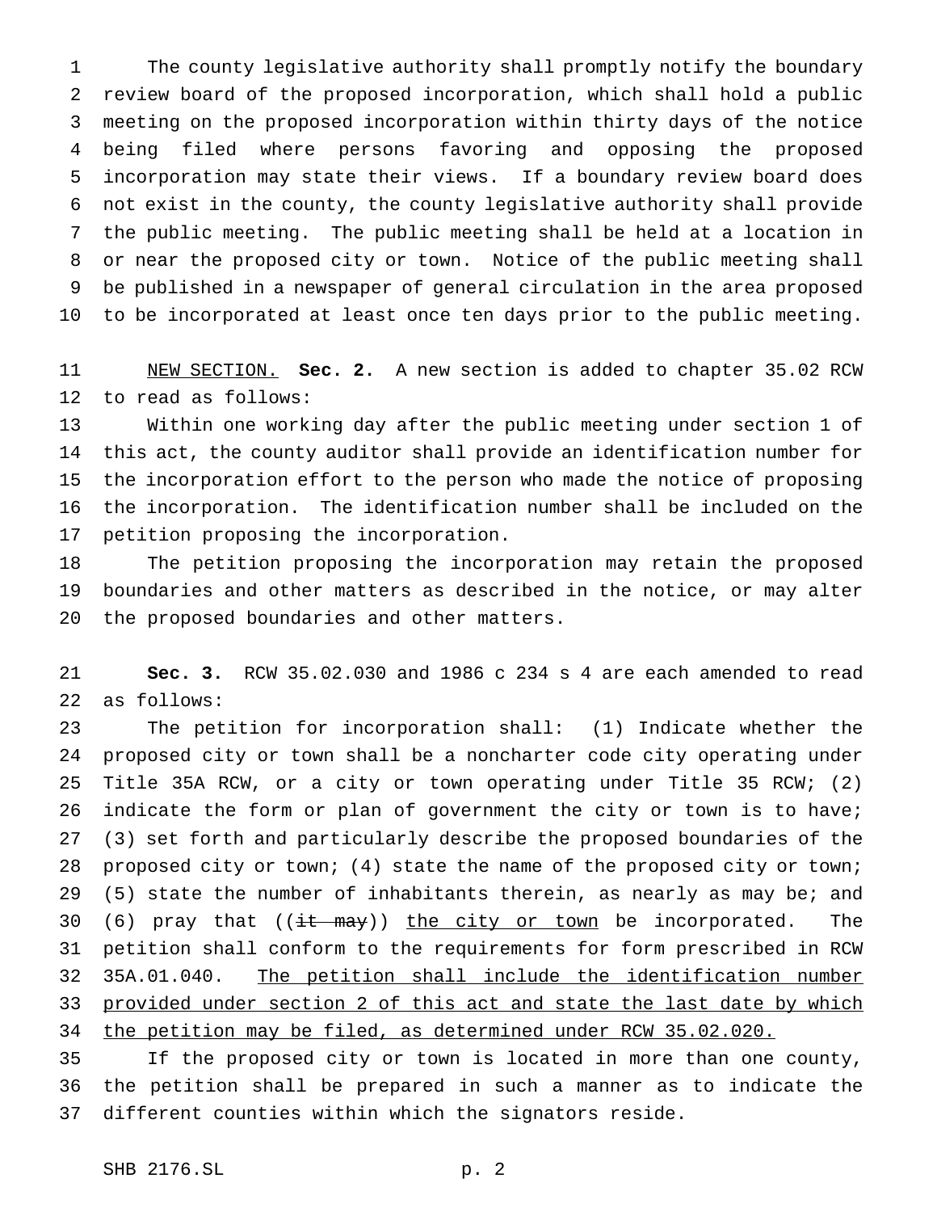The county legislative authority shall promptly notify the boundary review board of the proposed incorporation, which shall hold a public meeting on the proposed incorporation within thirty days of the notice being filed where persons favoring and opposing the proposed incorporation may state their views. If a boundary review board does not exist in the county, the county legislative authority shall provide the public meeting. The public meeting shall be held at a location in or near the proposed city or town. Notice of the public meeting shall be published in a newspaper of general circulation in the area proposed to be incorporated at least once ten days prior to the public meeting.

NEW SECTION. **Sec. 2.** A new section is added to chapter 35.02 RCW to read as follows:

Within one working day after the public meeting under section 1 of this act, the county auditor shall provide an identification number for the incorporation effort to the person who made the notice of proposing the incorporation. The identification number shall be included on the petition proposing the incorporation.

The petition proposing the incorporation may retain the proposed boundaries and other matters as described in the notice, or may alter the proposed boundaries and other matters.

**Sec. 3.** RCW 35.02.030 and 1986 c 234 s 4 are each amended to read as follows:

The petition for incorporation shall: (1) Indicate whether the proposed city or town shall be a noncharter code city operating under Title 35A RCW, or a city or town operating under Title 35 RCW; (2) indicate the form or plan of government the city or town is to have; (3) set forth and particularly describe the proposed boundaries of the proposed city or town; (4) state the name of the proposed city or town; (5) state the number of inhabitants therein, as nearly as may be; and (6) pray that ((~~it may~~)) <u>the city or town</u> be incorporated. The petition shall conform to the requirements for form prescribed in RCW 35A.01.040. <u>The petition shall include the identification number provided under section 2 of this act and state the last date by which the petition may be filed, as determined under RCW 35.02.020.</u>

If the proposed city or town is located in more than one county, the petition shall be prepared in such a manner as to indicate the different counties within which the signators reside.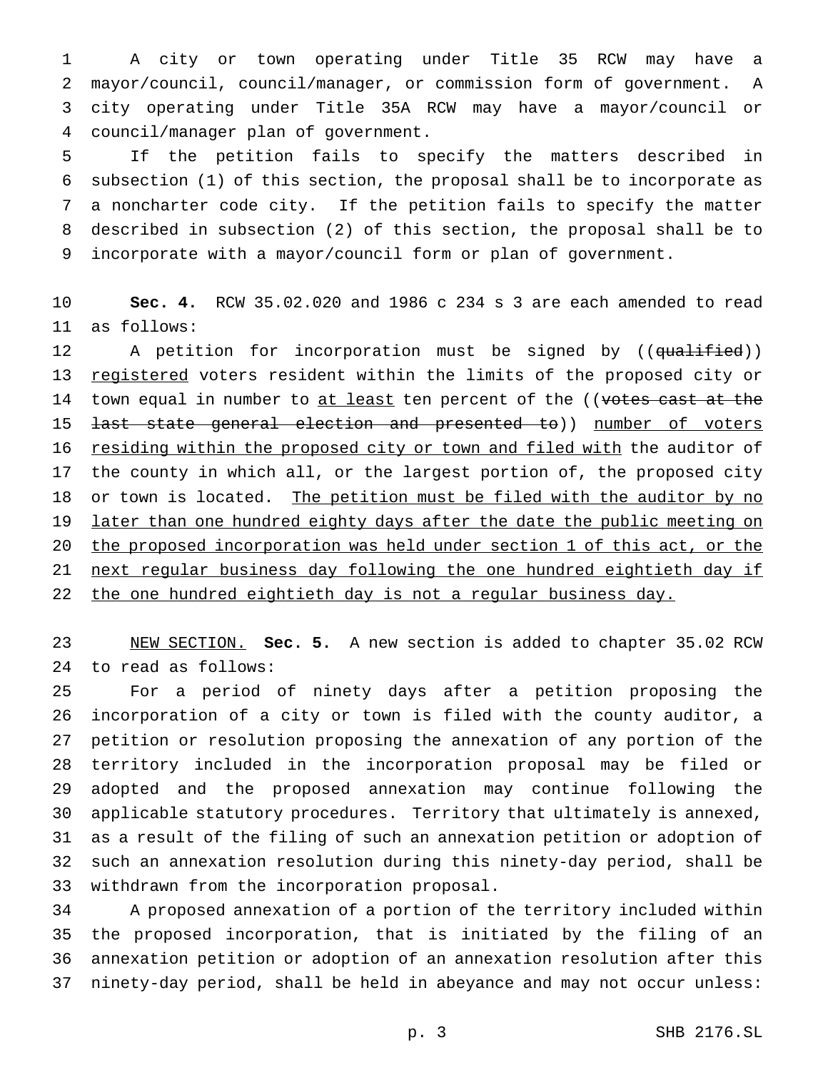A city or town operating under Title 35 RCW may have a mayor/council, council/manager, or commission form of government. A city operating under Title 35A RCW may have a mayor/council or council/manager plan of government.

If the petition fails to specify the matters described in subsection (1) of this section, the proposal shall be to incorporate as a noncharter code city. If the petition fails to specify the matter described in subsection (2) of this section, the proposal shall be to incorporate with a mayor/council form or plan of government.

**Sec. 4.** RCW 35.02.020 and 1986 c 234 s 3 are each amended to read as follows:

A petition for incorporation must be signed by ((~~qualified~~)) <u>registered</u> voters resident within the limits of the proposed city or town equal in number to <u>at least</u> ten percent of the ((~~votes cast at the last state general election and presented to~~)) <u>number of voters residing within the proposed city or town and filed with</u> the auditor of the county in which all, or the largest portion of, the proposed city or town is located. <u>The petition must be filed with the auditor by no later than one hundred eighty days after the date the public meeting on the proposed incorporation was held under section 1 of this act, or the next regular business day following the one hundred eightieth day if the one hundred eightieth day is not a regular business day.</u>

<u>NEW SECTION.</u> **Sec. 5.** A new section is added to chapter 35.02 RCW to read as follows:

For a period of ninety days after a petition proposing the incorporation of a city or town is filed with the county auditor, a petition or resolution proposing the annexation of any portion of the territory included in the incorporation proposal may be filed or adopted and the proposed annexation may continue following the applicable statutory procedures. Territory that ultimately is annexed, as a result of the filing of such an annexation petition or adoption of such an annexation resolution during this ninety-day period, shall be withdrawn from the incorporation proposal.

A proposed annexation of a portion of the territory included within the proposed incorporation, that is initiated by the filing of an annexation petition or adoption of an annexation resolution after this ninety-day period, shall be held in abeyance and may not occur unless: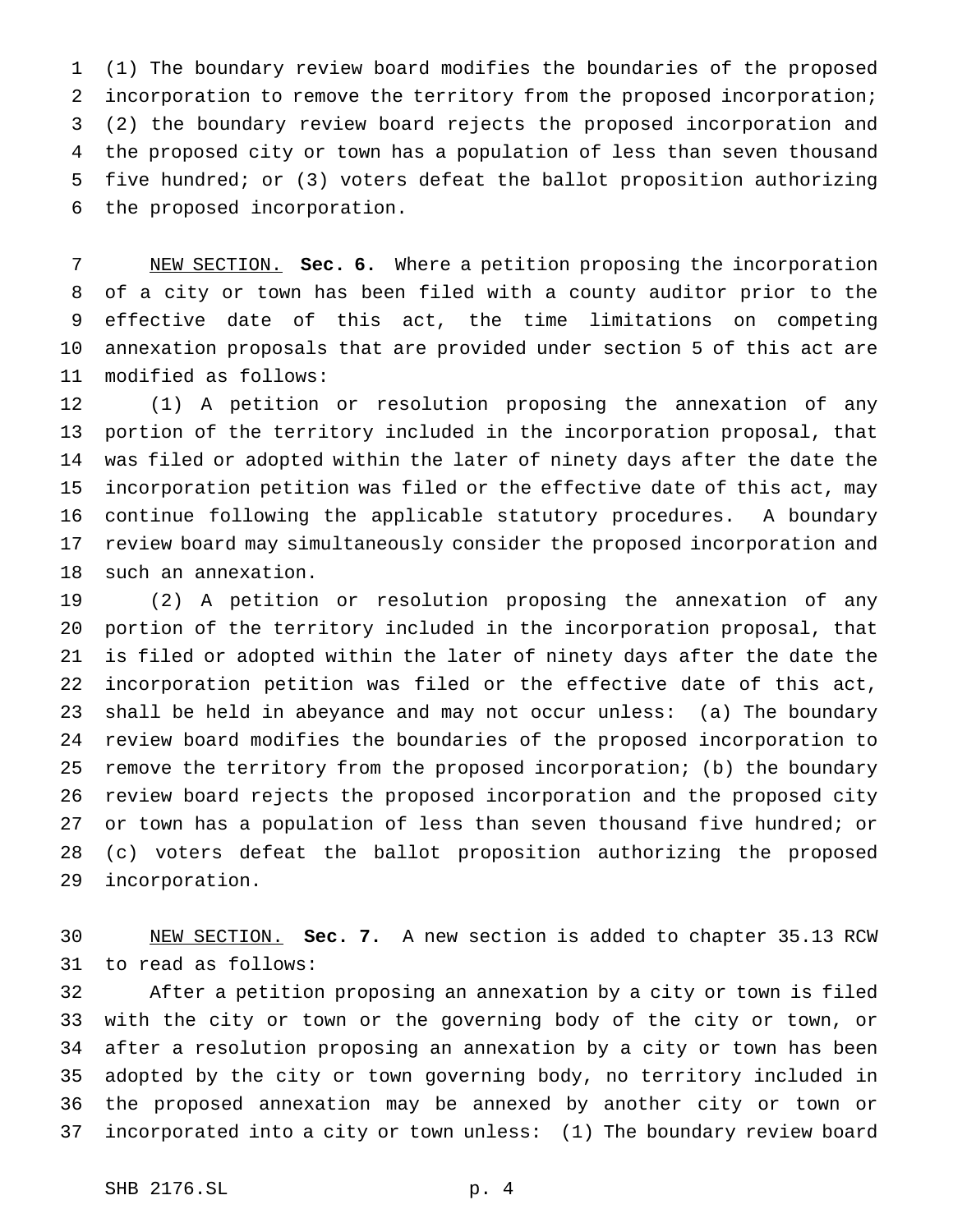(1) The boundary review board modifies the boundaries of the proposed incorporation to remove the territory from the proposed incorporation; (2) the boundary review board rejects the proposed incorporation and the proposed city or town has a population of less than seven thousand five hundred; or (3) voters defeat the ballot proposition authorizing the proposed incorporation.

NEW SECTION. **Sec. 6.** Where a petition proposing the incorporation of a city or town has been filed with a county auditor prior to the effective date of this act, the time limitations on competing annexation proposals that are provided under section 5 of this act are modified as follows:

(1) A petition or resolution proposing the annexation of any portion of the territory included in the incorporation proposal, that was filed or adopted within the later of ninety days after the date the incorporation petition was filed or the effective date of this act, may continue following the applicable statutory procedures. A boundary review board may simultaneously consider the proposed incorporation and such an annexation.

(2) A petition or resolution proposing the annexation of any portion of the territory included in the incorporation proposal, that is filed or adopted within the later of ninety days after the date the incorporation petition was filed or the effective date of this act, shall be held in abeyance and may not occur unless: (a) The boundary review board modifies the boundaries of the proposed incorporation to remove the territory from the proposed incorporation; (b) the boundary review board rejects the proposed incorporation and the proposed city or town has a population of less than seven thousand five hundred; or (c) voters defeat the ballot proposition authorizing the proposed incorporation.

NEW SECTION. **Sec. 7.** A new section is added to chapter 35.13 RCW to read as follows:

After a petition proposing an annexation by a city or town is filed with the city or town or the governing body of the city or town, or after a resolution proposing an annexation by a city or town has been adopted by the city or town governing body, no territory included in the proposed annexation may be annexed by another city or town or incorporated into a city or town unless: (1) The boundary review board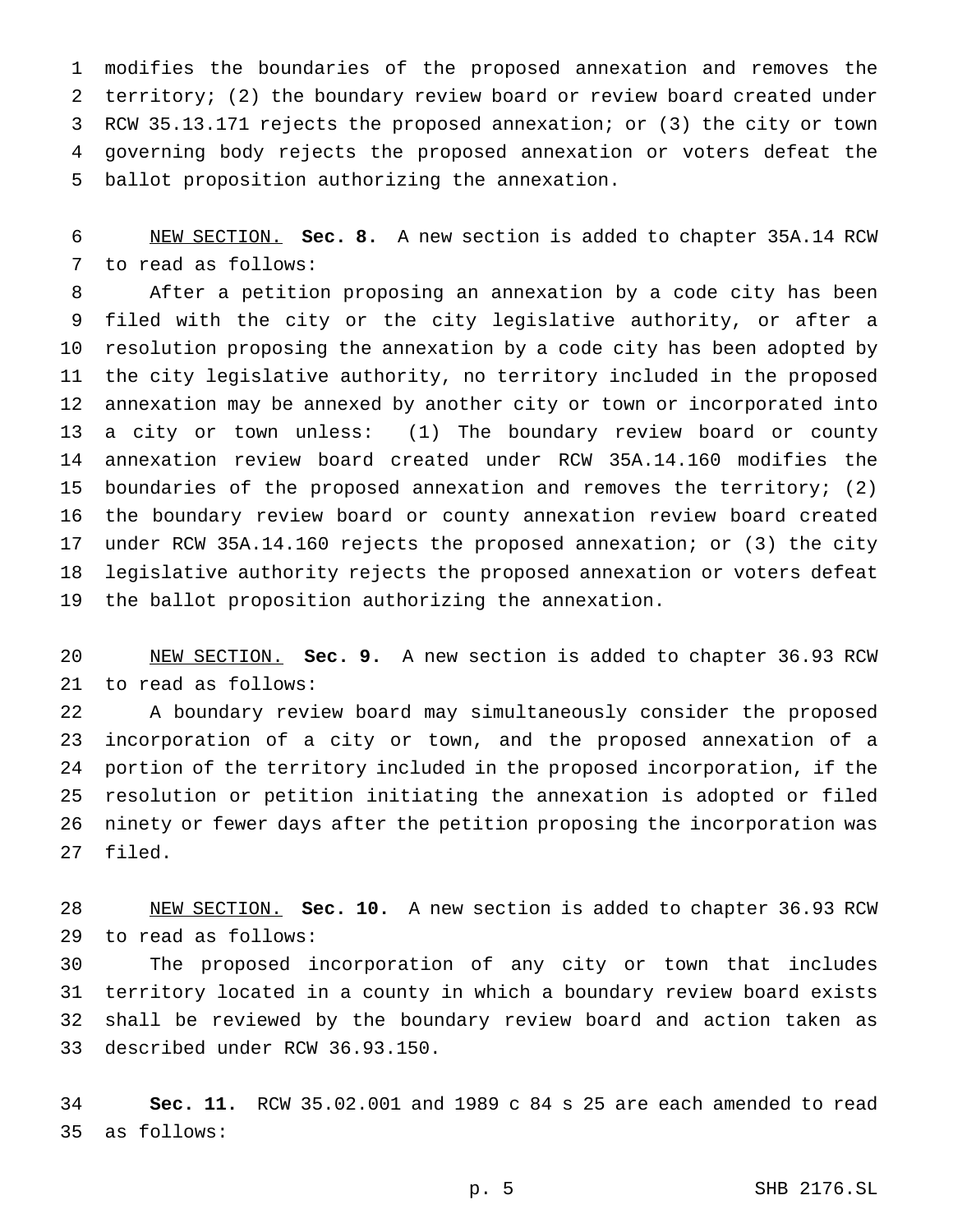modifies the boundaries of the proposed annexation and removes the territory; (2) the boundary review board or review board created under RCW 35.13.171 rejects the proposed annexation; or (3) the city or town governing body rejects the proposed annexation or voters defeat the ballot proposition authorizing the annexation.

NEW SECTION. **Sec. 8.** A new section is added to chapter 35A.14 RCW to read as follows:

After a petition proposing an annexation by a code city has been filed with the city or the city legislative authority, or after a resolution proposing the annexation by a code city has been adopted by the city legislative authority, no territory included in the proposed annexation may be annexed by another city or town or incorporated into a city or town unless: (1) The boundary review board or county annexation review board created under RCW 35A.14.160 modifies the boundaries of the proposed annexation and removes the territory; (2) the boundary review board or county annexation review board created under RCW 35A.14.160 rejects the proposed annexation; or (3) the city legislative authority rejects the proposed annexation or voters defeat the ballot proposition authorizing the annexation.

NEW SECTION. **Sec. 9.** A new section is added to chapter 36.93 RCW to read as follows:

A boundary review board may simultaneously consider the proposed incorporation of a city or town, and the proposed annexation of a portion of the territory included in the proposed incorporation, if the resolution or petition initiating the annexation is adopted or filed ninety or fewer days after the petition proposing the incorporation was filed.

NEW SECTION. **Sec. 10.** A new section is added to chapter 36.93 RCW to read as follows:

The proposed incorporation of any city or town that includes territory located in a county in which a boundary review board exists shall be reviewed by the boundary review board and action taken as described under RCW 36.93.150.

**Sec. 11.** RCW 35.02.001 and 1989 c 84 s 25 are each amended to read as follows: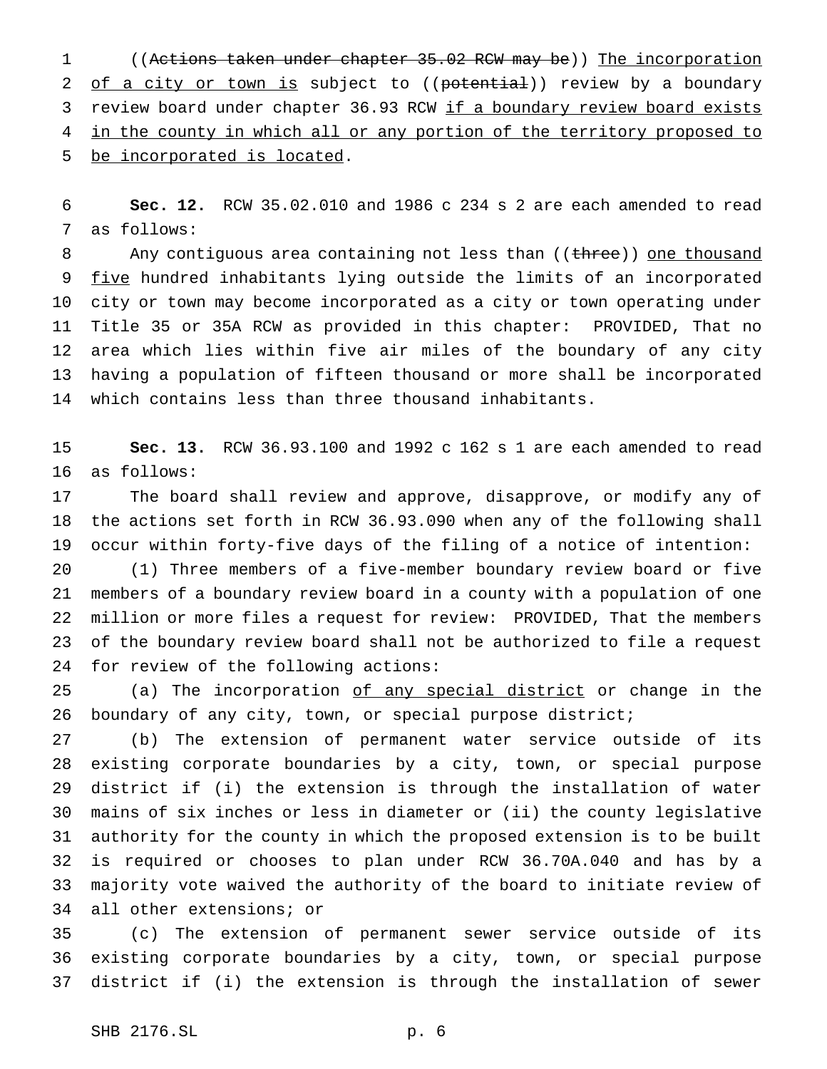((~~Actions taken under chapter 35.02 RCW may be~~)) <u>The incorporation of a city or town is</u> subject to ((~~potential~~)) review by a boundary review board under chapter 36.93 RCW <u>if a boundary review board exists in the county in which all or any portion of the territory proposed to be incorporated is located</u>.

**Sec. 12.** RCW 35.02.010 and 1986 c 234 s 2 are each amended to read as follows:

Any contiguous area containing not less than ((~~three~~)) <u>one thousand five</u> hundred inhabitants lying outside the limits of an incorporated city or town may become incorporated as a city or town operating under Title 35 or 35A RCW as provided in this chapter: PROVIDED, That no area which lies within five air miles of the boundary of any city having a population of fifteen thousand or more shall be incorporated which contains less than three thousand inhabitants.

**Sec. 13.** RCW 36.93.100 and 1992 c 162 s 1 are each amended to read as follows:

The board shall review and approve, disapprove, or modify any of the actions set forth in RCW 36.93.090 when any of the following shall occur within forty-five days of the filing of a notice of intention:

(1) Three members of a five-member boundary review board or five members of a boundary review board in a county with a population of one million or more files a request for review: PROVIDED, That the members of the boundary review board shall not be authorized to file a request for review of the following actions:

(a) The incorporation <u>of any special district</u> or change in the boundary of any city, town, or special purpose district;

(b) The extension of permanent water service outside of its existing corporate boundaries by a city, town, or special purpose district if (i) the extension is through the installation of water mains of six inches or less in diameter or (ii) the county legislative authority for the county in which the proposed extension is to be built is required or chooses to plan under RCW 36.70A.040 and has by a majority vote waived the authority of the board to initiate review of all other extensions; or

(c) The extension of permanent sewer service outside of its existing corporate boundaries by a city, town, or special purpose district if (i) the extension is through the installation of sewer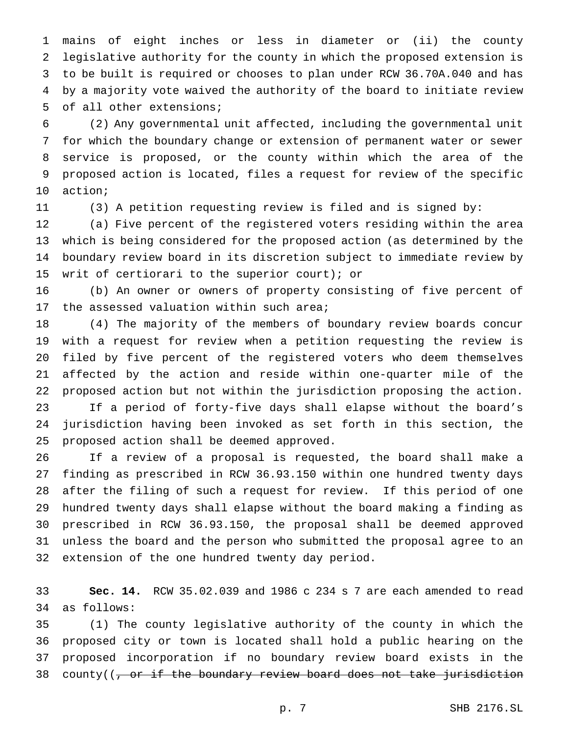mains of eight inches or less in diameter or (ii) the county legislative authority for the county in which the proposed extension is to be built is required or chooses to plan under RCW 36.70A.040 and has by a majority vote waived the authority of the board to initiate review of all other extensions;

(2) Any governmental unit affected, including the governmental unit for which the boundary change or extension of permanent water or sewer service is proposed, or the county within which the area of the proposed action is located, files a request for review of the specific action;

(3) A petition requesting review is filed and is signed by:

(a) Five percent of the registered voters residing within the area which is being considered for the proposed action (as determined by the boundary review board in its discretion subject to immediate review by writ of certiorari to the superior court); or

(b) An owner or owners of property consisting of five percent of the assessed valuation within such area;

(4) The majority of the members of boundary review boards concur with a request for review when a petition requesting the review is filed by five percent of the registered voters who deem themselves affected by the action and reside within one-quarter mile of the proposed action but not within the jurisdiction proposing the action.

If a period of forty-five days shall elapse without the board's jurisdiction having been invoked as set forth in this section, the proposed action shall be deemed approved.

If a review of a proposal is requested, the board shall make a finding as prescribed in RCW 36.93.150 within one hundred twenty days after the filing of such a request for review. If this period of one hundred twenty days shall elapse without the board making a finding as prescribed in RCW 36.93.150, the proposal shall be deemed approved unless the board and the person who submitted the proposal agree to an extension of the one hundred twenty day period.

**Sec. 14.** RCW 35.02.039 and 1986 c 234 s 7 are each amended to read as follows:

(1) The county legislative authority of the county in which the proposed city or town is located shall hold a public hearing on the proposed incorporation if no boundary review board exists in the county((~~, or if the boundary review board does not take jurisdiction~~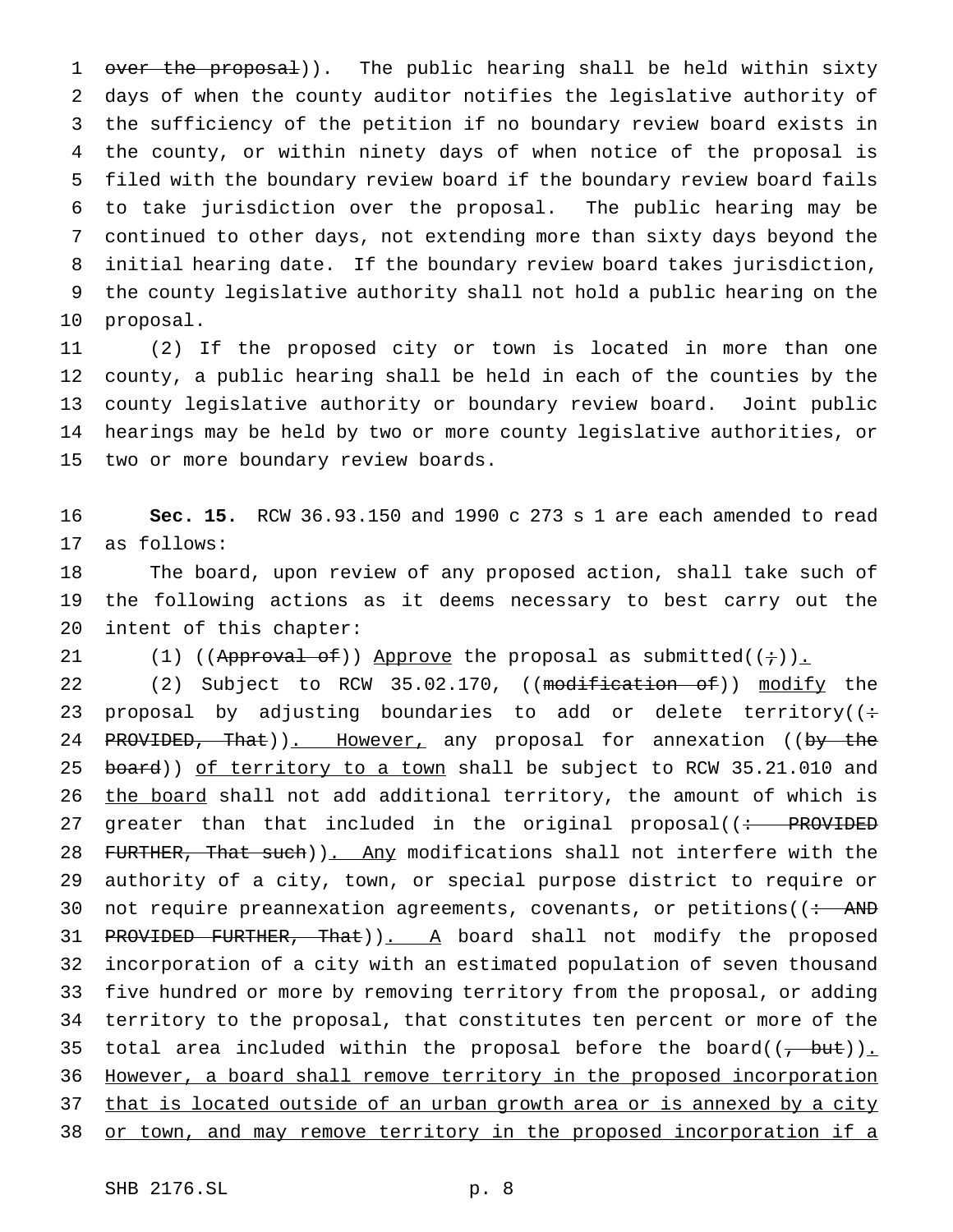over the proposal)). The public hearing shall be held within sixty days of when the county auditor notifies the legislative authority of the sufficiency of the petition if no boundary review board exists in the county, or within ninety days of when notice of the proposal is filed with the boundary review board if the boundary review board fails to take jurisdiction over the proposal. The public hearing may be continued to other days, not extending more than sixty days beyond the initial hearing date. If the boundary review board takes jurisdiction, the county legislative authority shall not hold a public hearing on the proposal.

(2) If the proposed city or town is located in more than one county, a public hearing shall be held in each of the counties by the county legislative authority or boundary review board. Joint public hearings may be held by two or more county legislative authorities, or two or more boundary review boards.

**Sec. 15.** RCW 36.93.150 and 1990 c 273 s 1 are each amended to read as follows:

The board, upon review of any proposed action, shall take such of the following actions as it deems necessary to best carry out the intent of this chapter:

(1) ((Approval of)) Approve the proposal as submitted((;)).

(2) Subject to RCW 35.02.170, ((modification of)) modify the proposal by adjusting boundaries to add or delete territory((: PROVIDED, That)). However, any proposal for annexation ((by the board)) of territory to a town shall be subject to RCW 35.21.010 and the board shall not add additional territory, the amount of which is greater than that included in the original proposal((: PROVIDED FURTHER, That such)). Any modifications shall not interfere with the authority of a city, town, or special purpose district to require or not require preannexation agreements, covenants, or petitions((: AND PROVIDED FURTHER, That)). A board shall not modify the proposed incorporation of a city with an estimated population of seven thousand five hundred or more by removing territory from the proposal, or adding territory to the proposal, that constitutes ten percent or more of the total area included within the proposal before the board((, but)). However, a board shall remove territory in the proposed incorporation that is located outside of an urban growth area or is annexed by a city or town, and may remove territory in the proposed incorporation if a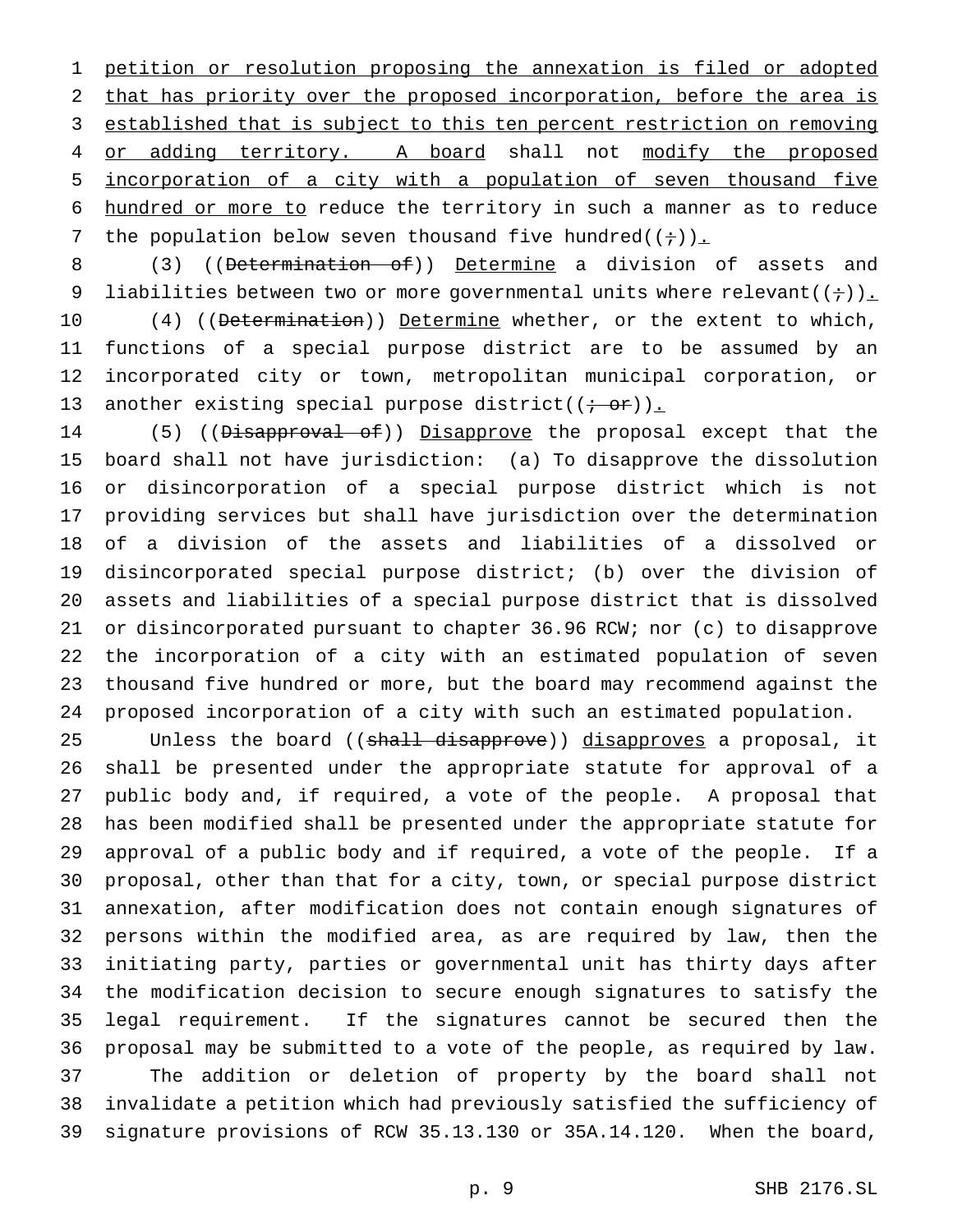petition or resolution proposing the annexation is filed or adopted that has priority over the proposed incorporation, before the area is established that is subject to this ten percent restriction on removing or adding territory. A board shall not modify the proposed incorporation of a city with a population of seven thousand five hundred or more to reduce the territory in such a manner as to reduce the population below seven thousand five hundred((;)).

(3) ((Determination of)) Determine a division of assets and liabilities between two or more governmental units where relevant((;)).

(4) ((Determination)) Determine whether, or the extent to which, functions of a special purpose district are to be assumed by an incorporated city or town, metropolitan municipal corporation, or another existing special purpose district((; or)).

(5) ((Disapproval of)) Disapprove the proposal except that the board shall not have jurisdiction: (a) To disapprove the dissolution or disincorporation of a special purpose district which is not providing services but shall have jurisdiction over the determination of a division of the assets and liabilities of a dissolved or disincorporated special purpose district; (b) over the division of assets and liabilities of a special purpose district that is dissolved or disincorporated pursuant to chapter 36.96 RCW; nor (c) to disapprove the incorporation of a city with an estimated population of seven thousand five hundred or more, but the board may recommend against the proposed incorporation of a city with such an estimated population.

Unless the board ((shall disapprove)) disapproves a proposal, it shall be presented under the appropriate statute for approval of a public body and, if required, a vote of the people. A proposal that has been modified shall be presented under the appropriate statute for approval of a public body and if required, a vote of the people. If a proposal, other than that for a city, town, or special purpose district annexation, after modification does not contain enough signatures of persons within the modified area, as are required by law, then the initiating party, parties or governmental unit has thirty days after the modification decision to secure enough signatures to satisfy the legal requirement. If the signatures cannot be secured then the proposal may be submitted to a vote of the people, as required by law.

The addition or deletion of property by the board shall not invalidate a petition which had previously satisfied the sufficiency of signature provisions of RCW 35.13.130 or 35A.14.120. When the board,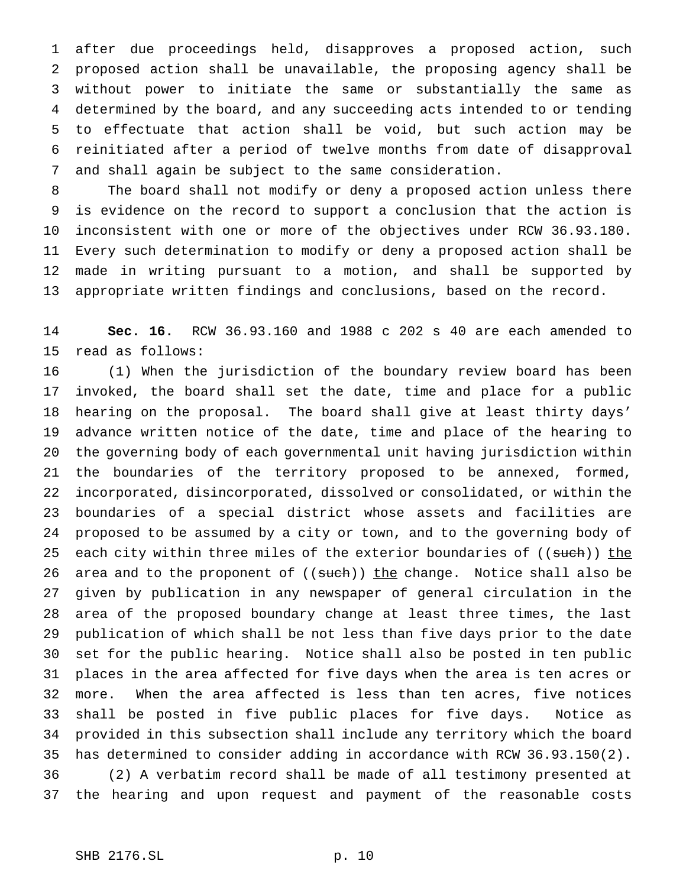after due proceedings held, disapproves a proposed action, such proposed action shall be unavailable, the proposing agency shall be without power to initiate the same or substantially the same as determined by the board, and any succeeding acts intended to or tending to effectuate that action shall be void, but such action may be reinitiated after a period of twelve months from date of disapproval and shall again be subject to the same consideration.

The board shall not modify or deny a proposed action unless there is evidence on the record to support a conclusion that the action is inconsistent with one or more of the objectives under RCW 36.93.180. Every such determination to modify or deny a proposed action shall be made in writing pursuant to a motion, and shall be supported by appropriate written findings and conclusions, based on the record.

**Sec. 16.** RCW 36.93.160 and 1988 c 202 s 40 are each amended to read as follows:

(1) When the jurisdiction of the boundary review board has been invoked, the board shall set the date, time and place for a public hearing on the proposal. The board shall give at least thirty days' advance written notice of the date, time and place of the hearing to the governing body of each governmental unit having jurisdiction within the boundaries of the territory proposed to be annexed, formed, incorporated, disincorporated, dissolved or consolidated, or within the boundaries of a special district whose assets and facilities are proposed to be assumed by a city or town, and to the governing body of each city within three miles of the exterior boundaries of ((~~such~~)) <u>the</u> area and to the proponent of ((~~such~~)) <u>the</u> change. Notice shall also be given by publication in any newspaper of general circulation in the area of the proposed boundary change at least three times, the last publication of which shall be not less than five days prior to the date set for the public hearing. Notice shall also be posted in ten public places in the area affected for five days when the area is ten acres or more. When the area affected is less than ten acres, five notices shall be posted in five public places for five days. Notice as provided in this subsection shall include any territory which the board has determined to consider adding in accordance with RCW 36.93.150(2).

(2) A verbatim record shall be made of all testimony presented at the hearing and upon request and payment of the reasonable costs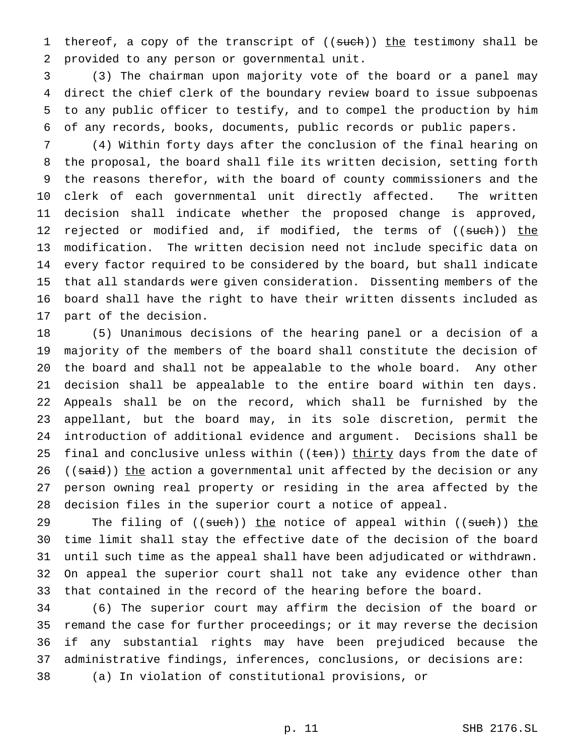thereof, a copy of the transcript of ((~~such~~)) <u>the</u> testimony shall be provided to any person or governmental unit.

(3) The chairman upon majority vote of the board or a panel may direct the chief clerk of the boundary review board to issue subpoenas to any public officer to testify, and to compel the production by him of any records, books, documents, public records or public papers.

(4) Within forty days after the conclusion of the final hearing on the proposal, the board shall file its written decision, setting forth the reasons therefor, with the board of county commissioners and the clerk of each governmental unit directly affected. The written decision shall indicate whether the proposed change is approved, rejected or modified and, if modified, the terms of ((~~such~~)) <u>the</u> modification. The written decision need not include specific data on every factor required to be considered by the board, but shall indicate that all standards were given consideration. Dissenting members of the board shall have the right to have their written dissents included as part of the decision.

(5) Unanimous decisions of the hearing panel or a decision of a majority of the members of the board shall constitute the decision of the board and shall not be appealable to the whole board. Any other decision shall be appealable to the entire board within ten days. Appeals shall be on the record, which shall be furnished by the appellant, but the board may, in its sole discretion, permit the introduction of additional evidence and argument. Decisions shall be final and conclusive unless within ((~~ten~~)) <u>thirty</u> days from the date of ((~~said~~)) <u>the</u> action a governmental unit affected by the decision or any person owning real property or residing in the area affected by the decision files in the superior court a notice of appeal.

The filing of ((~~such~~)) <u>the</u> notice of appeal within ((~~such~~)) <u>the</u> time limit shall stay the effective date of the decision of the board until such time as the appeal shall have been adjudicated or withdrawn. On appeal the superior court shall not take any evidence other than that contained in the record of the hearing before the board.

(6) The superior court may affirm the decision of the board or remand the case for further proceedings; or it may reverse the decision if any substantial rights may have been prejudiced because the administrative findings, inferences, conclusions, or decisions are:

(a) In violation of constitutional provisions, or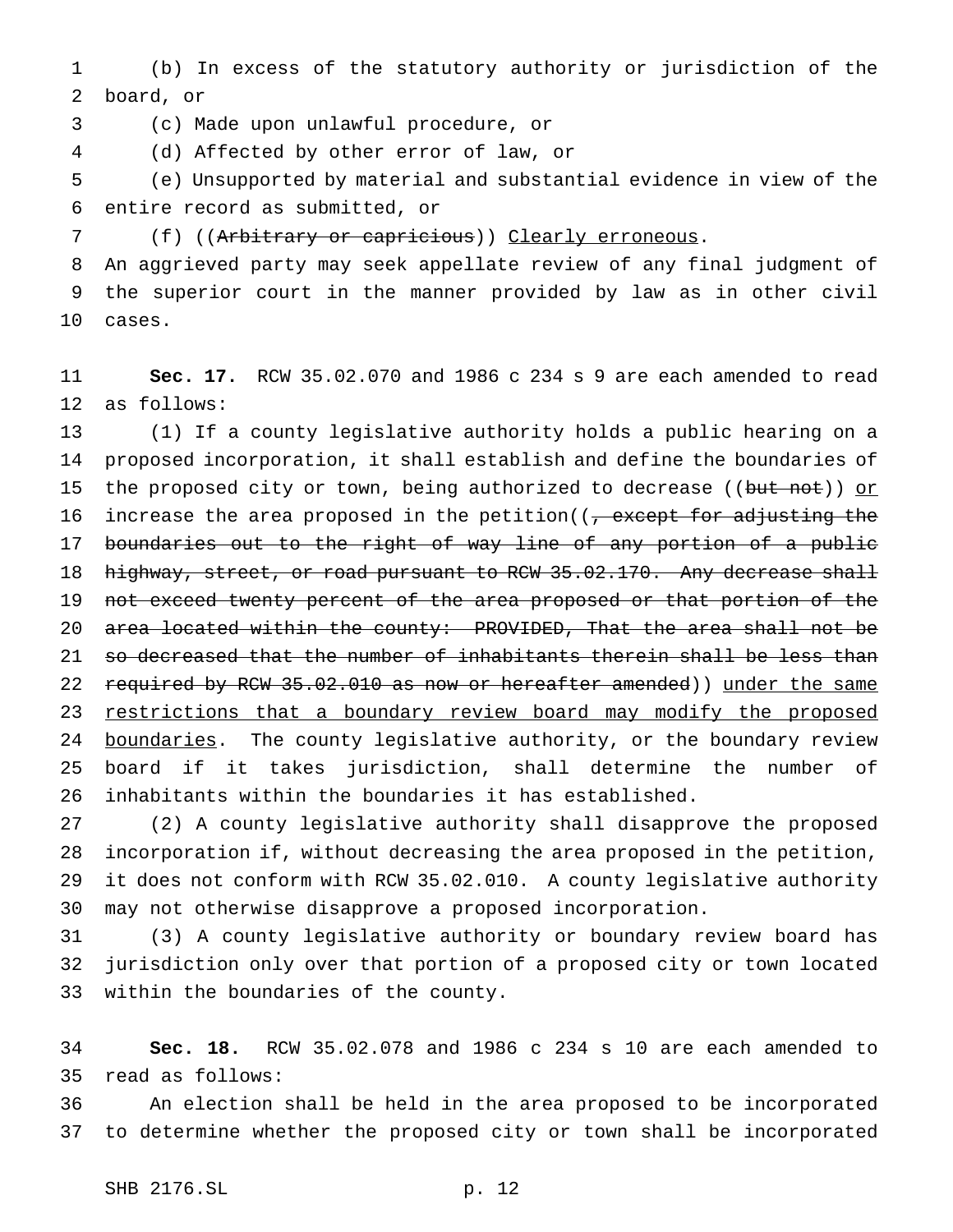(b) In excess of the statutory authority or jurisdiction of the board, or

(c) Made upon unlawful procedure, or

(d) Affected by other error of law, or

(e) Unsupported by material and substantial evidence in view of the entire record as submitted, or

(f) ((~~Arbitrary or capricious~~)) <u>Clearly erroneous</u>.

An aggrieved party may seek appellate review of any final judgment of the superior court in the manner provided by law as in other civil cases.

**Sec. 17.** RCW 35.02.070 and 1986 c 234 s 9 are each amended to read as follows:

(1) If a county legislative authority holds a public hearing on a proposed incorporation, it shall establish and define the boundaries of the proposed city or town, being authorized to decrease ((~~but not~~)) <u>or</u> increase the area proposed in the petition((~~, except for adjusting the boundaries out to the right of way line of any portion of a public highway, street, or road pursuant to RCW 35.02.170. Any decrease shall not exceed twenty percent of the area proposed or that portion of the area located within the county: PROVIDED, That the area shall not be so decreased that the number of inhabitants therein shall be less than required by RCW 35.02.010 as now or hereafter amended~~)) <u>under the same restrictions that a boundary review board may modify the proposed boundaries</u>. The county legislative authority, or the boundary review board if it takes jurisdiction, shall determine the number of inhabitants within the boundaries it has established.

(2) A county legislative authority shall disapprove the proposed incorporation if, without decreasing the area proposed in the petition, it does not conform with RCW 35.02.010. A county legislative authority may not otherwise disapprove a proposed incorporation.

(3) A county legislative authority or boundary review board has jurisdiction only over that portion of a proposed city or town located within the boundaries of the county.

**Sec. 18.** RCW 35.02.078 and 1986 c 234 s 10 are each amended to read as follows:

An election shall be held in the area proposed to be incorporated to determine whether the proposed city or town shall be incorporated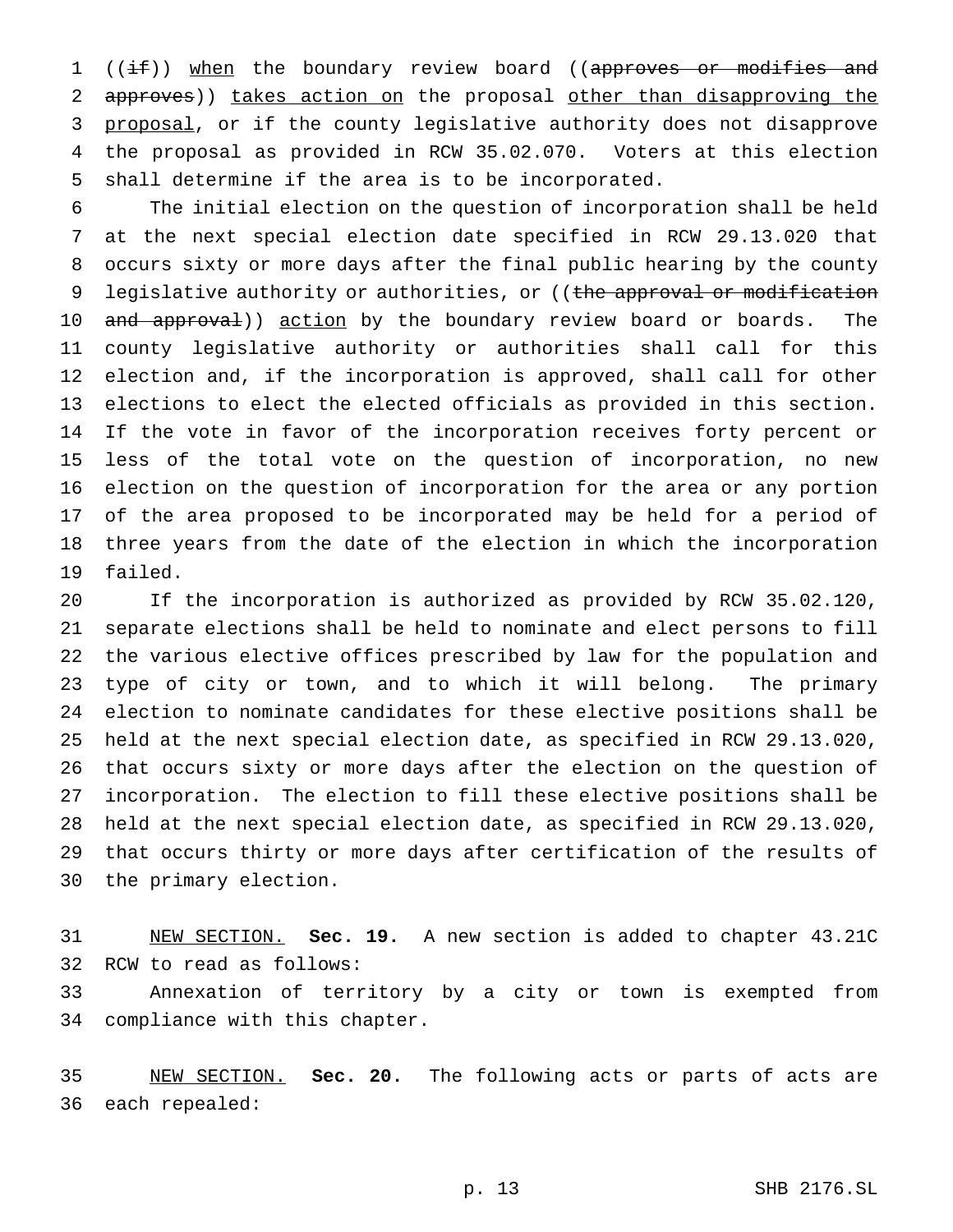((~~if~~)) when the boundary review board ((~~approves or modifies and approves~~)) takes action on the proposal other than disapproving the proposal, or if the county legislative authority does not disapprove the proposal as provided in RCW 35.02.070. Voters at this election shall determine if the area is to be incorporated.

The initial election on the question of incorporation shall be held at the next special election date specified in RCW 29.13.020 that occurs sixty or more days after the final public hearing by the county legislative authority or authorities, or ((~~the approval or modification and approval~~)) action by the boundary review board or boards. The county legislative authority or authorities shall call for this election and, if the incorporation is approved, shall call for other elections to elect the elected officials as provided in this section. If the vote in favor of the incorporation receives forty percent or less of the total vote on the question of incorporation, no new election on the question of incorporation for the area or any portion of the area proposed to be incorporated may be held for a period of three years from the date of the election in which the incorporation failed.

If the incorporation is authorized as provided by RCW 35.02.120, separate elections shall be held to nominate and elect persons to fill the various elective offices prescribed by law for the population and type of city or town, and to which it will belong. The primary election to nominate candidates for these elective positions shall be held at the next special election date, as specified in RCW 29.13.020, that occurs sixty or more days after the election on the question of incorporation. The election to fill these elective positions shall be held at the next special election date, as specified in RCW 29.13.020, that occurs thirty or more days after certification of the results of the primary election.

NEW SECTION. **Sec. 19.** A new section is added to chapter 43.21C RCW to read as follows:

Annexation of territory by a city or town is exempted from compliance with this chapter.

NEW SECTION. **Sec. 20.** The following acts or parts of acts are each repealed: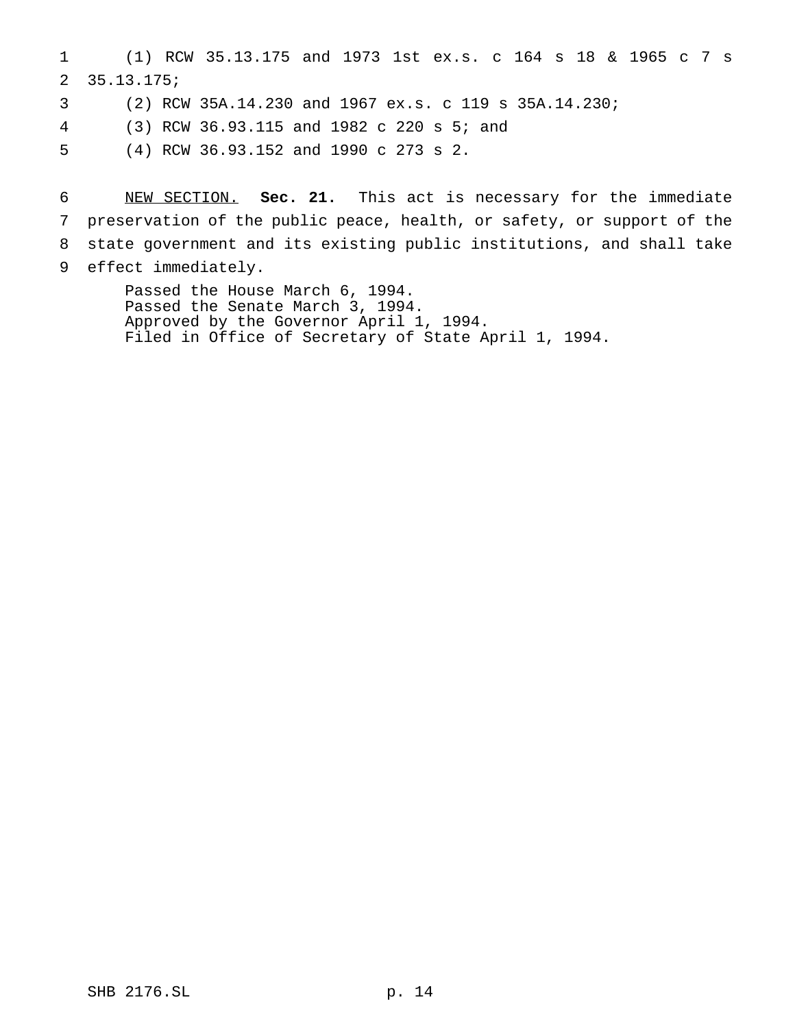(1) RCW 35.13.175 and 1973 1st ex.s. c 164 s 18 & 1965 c 7 s 35.13.175;

(2) RCW 35A.14.230 and 1967 ex.s. c 119 s 35A.14.230;

(3) RCW 36.93.115 and 1982 c 220 s 5; and

(4) RCW 36.93.152 and 1990 c 273 s 2.

NEW SECTION. **Sec. 21.** This act is necessary for the immediate preservation of the public peace, health, or safety, or support of the state government and its existing public institutions, and shall take effect immediately.

Passed the House March 6, 1994.
Passed the Senate March 3, 1994.
Approved by the Governor April 1, 1994.
Filed in Office of Secretary of State April 1, 1994.